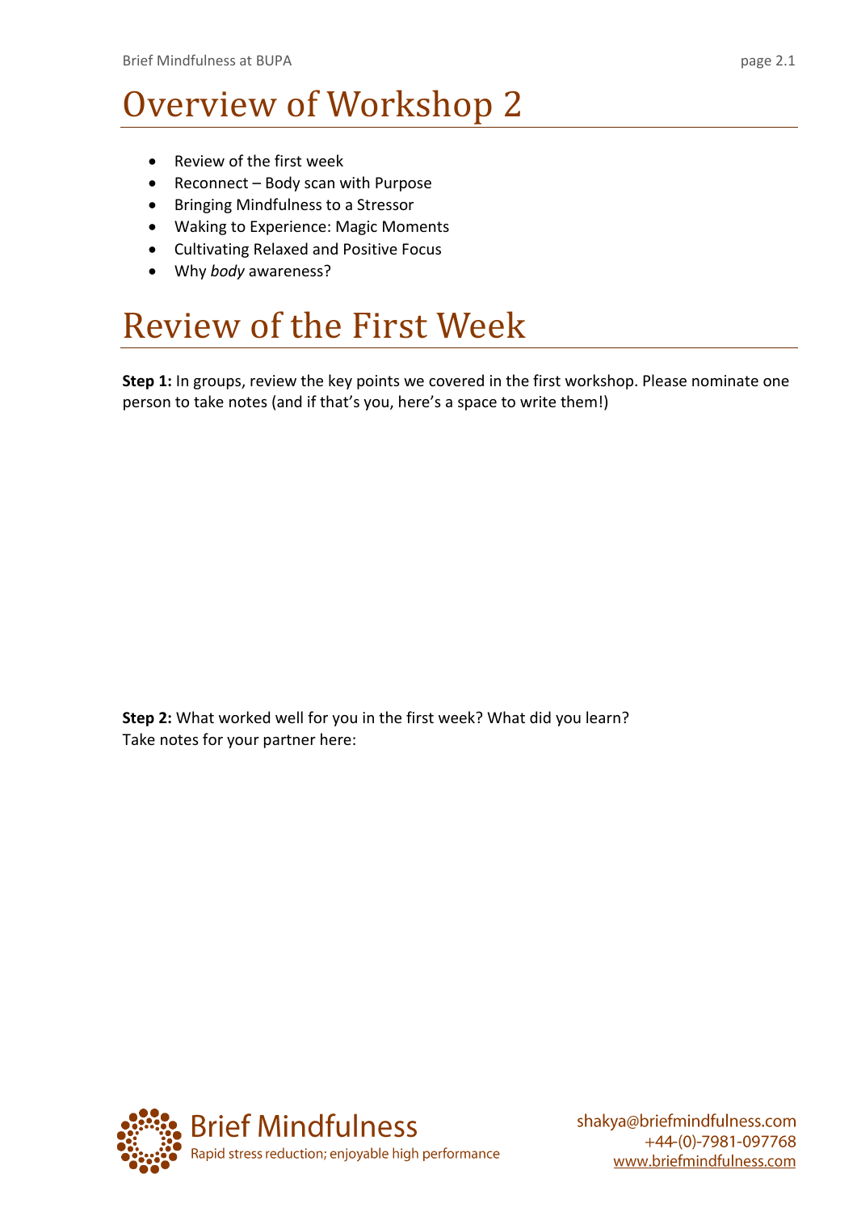# Overview of Workshop 2

- Review of the first week
- Reconnect – Body scan with Purpose
- Bringing Mindfulness to a Stressor
- Waking to Experience: Magic Moments
- Cultivating Relaxed and Positive Focus
- Why *body* awareness?

# Review of the First Week

**Step 1:** In groups, review the key points we covered in the first workshop. Please nominate one person to take notes (and if that's you, here's a space to write them!)

**Step 2:** What worked well for you in the first week? What did you learn?
Take notes for your partner here: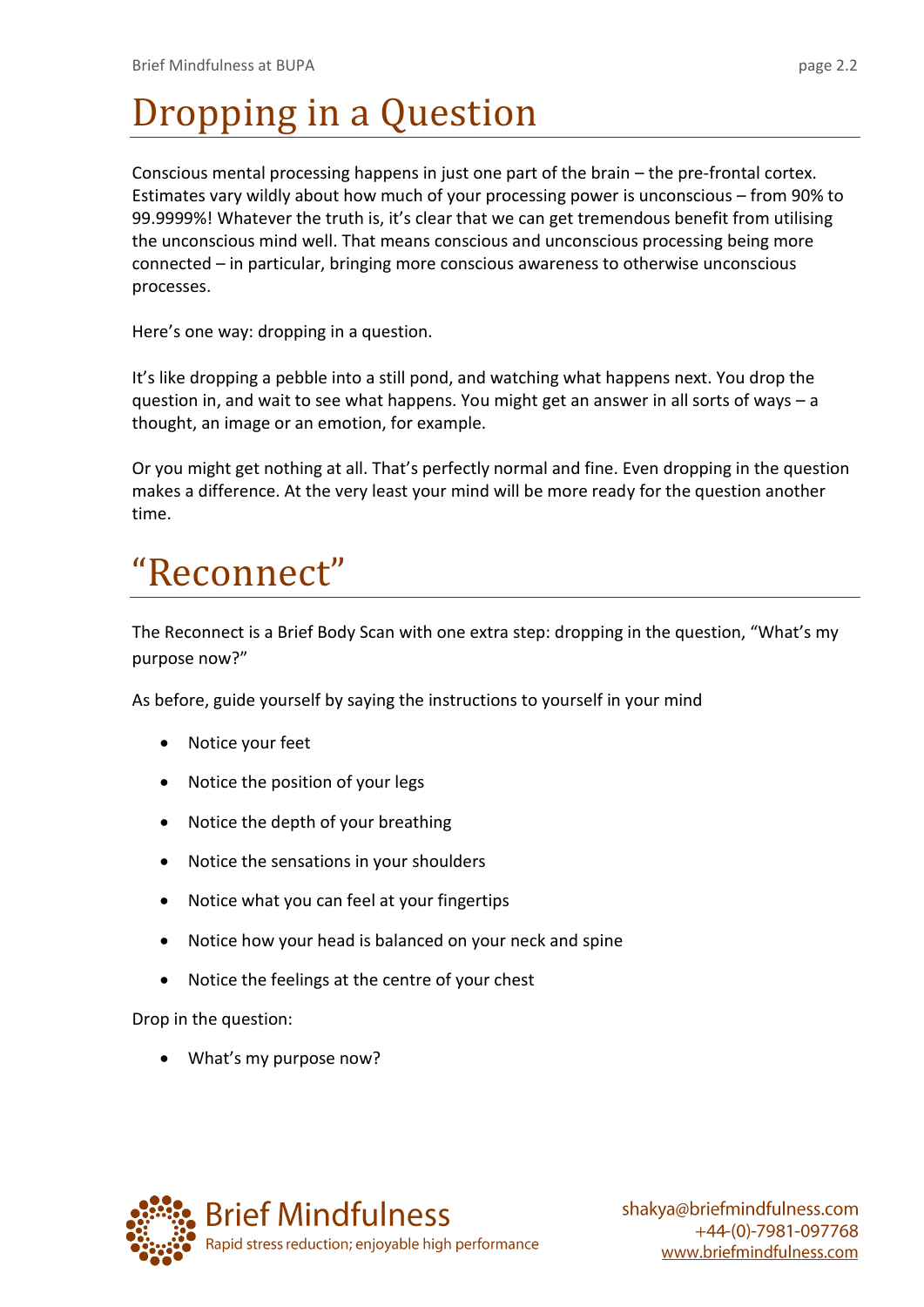# Dropping in a Question

Conscious mental processing happens in just one part of the brain – the pre-frontal cortex. Estimates vary wildly about how much of your processing power is unconscious – from 90% to 99.9999%! Whatever the truth is, it's clear that we can get tremendous benefit from utilising the unconscious mind well. That means conscious and unconscious processing being more connected – in particular, bringing more conscious awareness to otherwise unconscious processes.

Here's one way: dropping in a question.

It's like dropping a pebble into a still pond, and watching what happens next. You drop the question in, and wait to see what happens. You might get an answer in all sorts of ways – a thought, an image or an emotion, for example.

Or you might get nothing at all. That's perfectly normal and fine. Even dropping in the question makes a difference. At the very least your mind will be more ready for the question another time.

# "Reconnect"

The Reconnect is a Brief Body Scan with one extra step: dropping in the question, "What's my purpose now?"

As before, guide yourself by saying the instructions to yourself in your mind

- Notice your feet
- Notice the position of your legs
- Notice the depth of your breathing
- Notice the sensations in your shoulders
- Notice what you can feel at your fingertips
- Notice how your head is balanced on your neck and spine
- Notice the feelings at the centre of your chest

Drop in the question:

- What's my purpose now?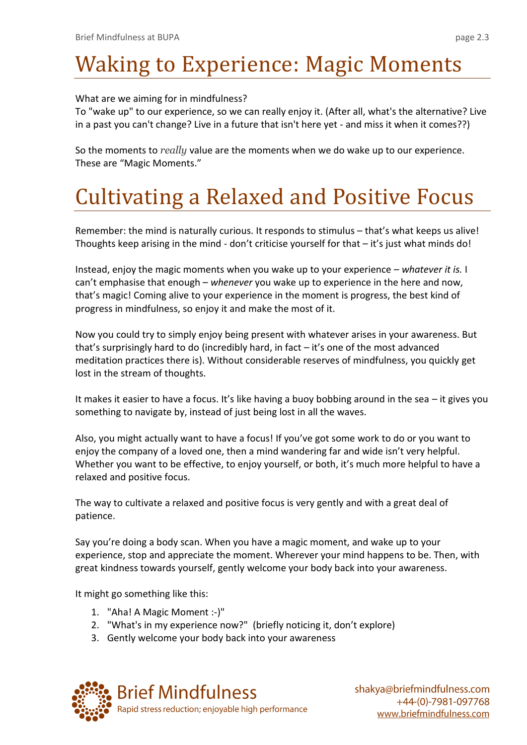# Waking to Experience: Magic Moments

What are we aiming for in mindfulness?
To "wake up" to our experience, so we can really enjoy it. (After all, what's the alternative? Live in a past you can't change? Live in a future that isn't here yet - and miss it when it comes??)

So the moments to *really* value are the moments when we do wake up to our experience. These are "Magic Moments."

# Cultivating a Relaxed and Positive Focus

Remember: the mind is naturally curious. It responds to stimulus – that's what keeps us alive! Thoughts keep arising in the mind - don't criticise yourself for that – it's just what minds do!

Instead, enjoy the magic moments when you wake up to your experience – *whatever it is.* I can't emphasise that enough – *whenever* you wake up to experience in the here and now, that's magic! Coming alive to your experience in the moment is progress, the best kind of progress in mindfulness, so enjoy it and make the most of it.

Now you could try to simply enjoy being present with whatever arises in your awareness. But that's surprisingly hard to do (incredibly hard, in fact – it's one of the most advanced meditation practices there is). Without considerable reserves of mindfulness, you quickly get lost in the stream of thoughts.

It makes it easier to have a focus. It's like having a buoy bobbing around in the sea – it gives you something to navigate by, instead of just being lost in all the waves.

Also, you might actually want to have a focus! If you've got some work to do or you want to enjoy the company of a loved one, then a mind wandering far and wide isn't very helpful. Whether you want to be effective, to enjoy yourself, or both, it's much more helpful to have a relaxed and positive focus.

The way to cultivate a relaxed and positive focus is very gently and with a great deal of patience.

Say you're doing a body scan. When you have a magic moment, and wake up to your experience, stop and appreciate the moment. Wherever your mind happens to be. Then, with great kindness towards yourself, gently welcome your body back into your awareness.

It might go something like this:

1. "Aha! A Magic Moment :-)"
2. "What's in my experience now?" (briefly noticing it, don't explore)
3. Gently welcome your body back into your awareness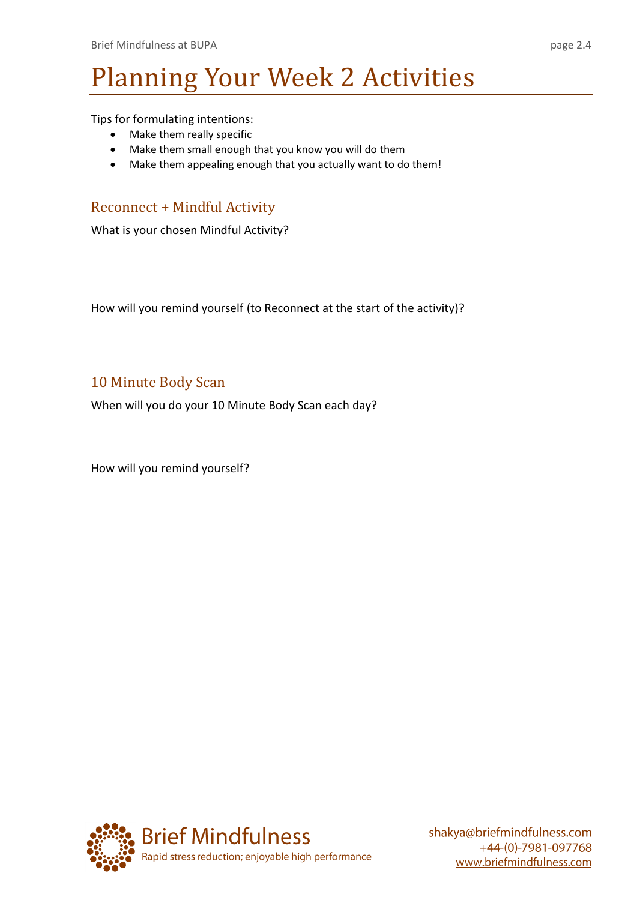# Planning Your Week 2 Activities

Tips for formulating intentions:

- Make them really specific
- Make them small enough that you know you will do them
- Make them appealing enough that you actually want to do them!

## Reconnect + Mindful Activity

What is your chosen Mindful Activity?

How will you remind yourself (to Reconnect at the start of the activity)?

## 10 Minute Body Scan

When will you do your 10 Minute Body Scan each day?

How will you remind yourself?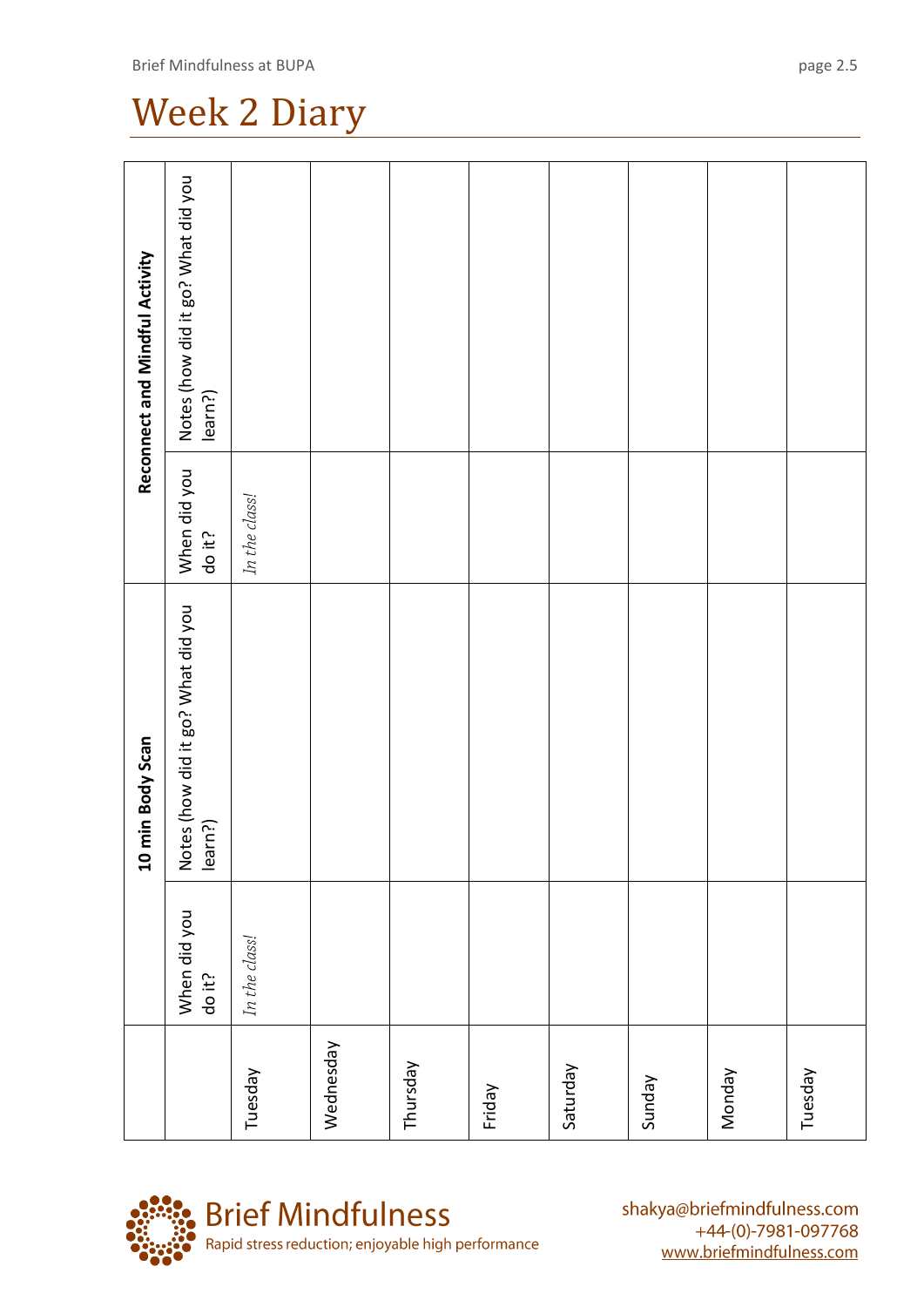# Week 2 Diary

| | 10 min Body Scan | | Reconnect and Mindful Activity | |
|---|---|---|---|---|
| | When did you do it? | Notes (how did it go? What did you learn?) | When did you do it? | Notes (how did it go? What did you learn?) |
| Tuesday | *In the class!* | | *In the class!* | |
| Wednesday | | | | |
| Thursday | | | | |
| Friday | | | | |
| Saturday | | | | |
| Sunday | | | | |
| Monday | | | | |
| Tuesday | | | | |

Brief Mindfulness
Rapid stress reduction; enjoyable high performance

shakya@briefmindfulness.com
+44-(0)-7981-097768
www.briefmindfulness.com